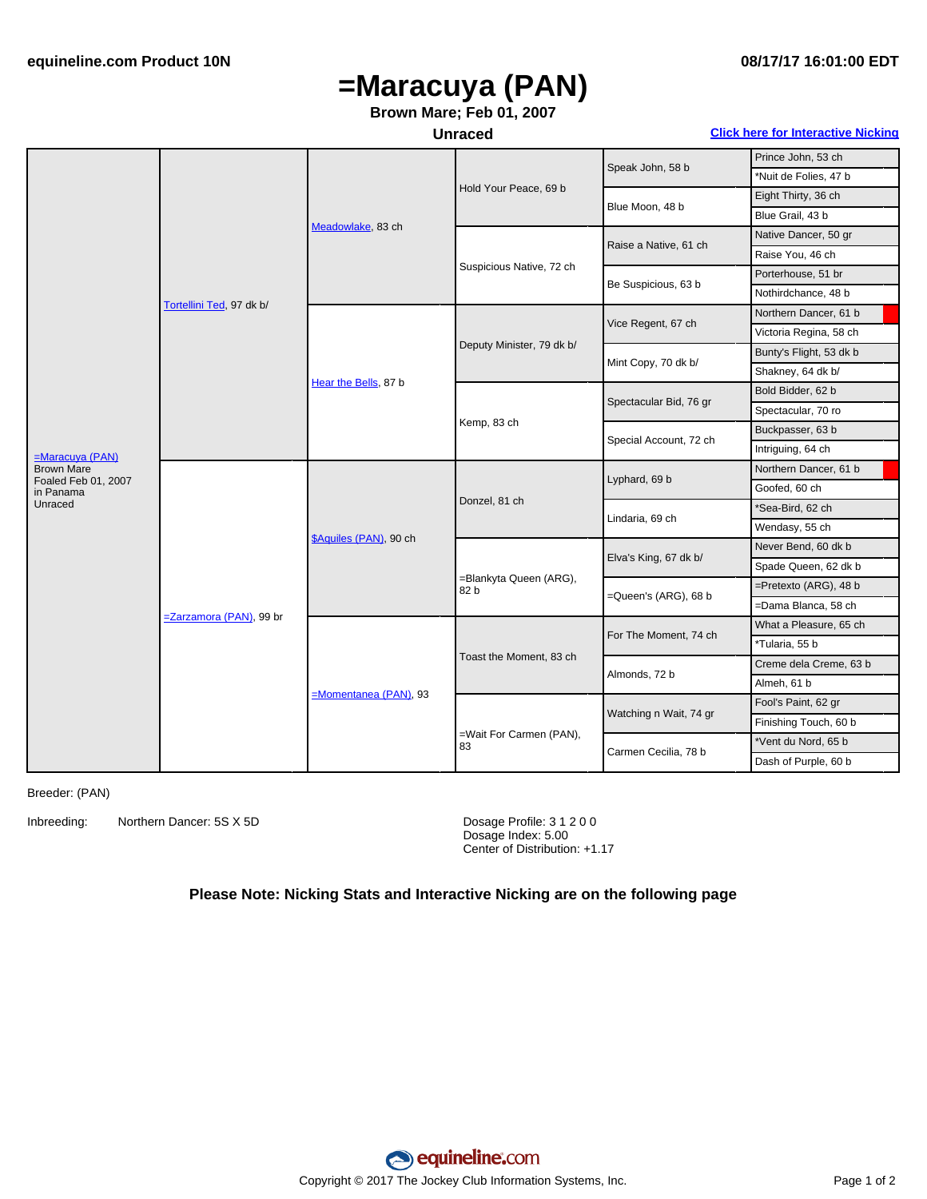# =Maracuya (PAN)

**Brown Mare; Feb 01, 2007**

**Unraced**

**Click here for Interactive Nicking**

| Horse | Sire/Dam | Gen 2 | Gen 3 | Gen 4 | Gen 5 |
|---|---|---|---|---|---|
| =Maracuya (PAN) Brown Mare Foaled Feb 01, 2007 in Panama Unraced | Tortellini Ted, 97 dk b/ | Meadowlake, 83 ch | Hold Your Peace, 69 b | Speak John, 58 b | Prince John, 53 ch |
| | | | | | *Nuit de Folies, 47 b |
| | | | | Blue Moon, 48 b | Eight Thirty, 36 ch |
| | | | | | Blue Grail, 43 b |
| | | | Suspicious Native, 72 ch | Raise a Native, 61 ch | Native Dancer, 50 gr |
| | | | | | Raise You, 46 ch |
| | | | | Be Suspicious, 63 b | Porterhouse, 51 br |
| | | | | | Nothirdchance, 48 b |
| | | Hear the Bells, 87 b | Deputy Minister, 79 dk b/ | Vice Regent, 67 ch | Northern Dancer, 61 b |
| | | | | | Victoria Regina, 58 ch |
| | | | | Mint Copy, 70 dk b/ | Bunty's Flight, 53 dk b |
| | | | | | Shakney, 64 dk b/ |
| | | | Kemp, 83 ch | Spectacular Bid, 76 gr | Bold Bidder, 62 b |
| | | | | | Spectacular, 70 ro |
| | | | | Special Account, 72 ch | Buckpasser, 63 b |
| | | | | | Intriguing, 64 ch |
| | =Zarzamora (PAN), 99 br | $Aquiles (PAN), 90 ch | Donzel, 81 ch | Lyphard, 69 b | Northern Dancer, 61 b |
| | | | | | Goofed, 60 ch |
| | | | | Lindaria, 69 ch | *Sea-Bird, 62 ch |
| | | | | | Wendasy, 55 ch |
| | | | =Blankyta Queen (ARG), 82 b | Elva's King, 67 dk b/ | Never Bend, 60 dk b |
| | | | | | Spade Queen, 62 dk b |
| | | | | =Queen's (ARG), 68 b | =Pretexto (ARG), 48 b |
| | | | | | =Dama Blanca, 58 ch |
| | | =Momentanea (PAN), 93 | Toast the Moment, 83 ch | For The Moment, 74 ch | What a Pleasure, 65 ch |
| | | | | | *Tularia, 55 b |
| | | | | Almonds, 72 b | Creme dela Creme, 63 b |
| | | | | | Almeh, 61 b |
| | | | =Wait For Carmen (PAN), 83 | Watching n Wait, 74 gr | Fool's Paint, 62 gr |
| | | | | | Finishing Touch, 60 b |
| | | | | Carmen Cecilia, 78 b | *Vent du Nord, 65 b |
| | | | | | Dash of Purple, 60 b |

Breeder: (PAN)

Inbreeding: Northern Dancer: 5S X 5D

Dosage Profile: 3 1 2 0 0
Dosage Index: 5.00
Center of Distribution: +1.17

**Please Note: Nicking Stats and Interactive Nicking are on the following page**

Copyright © 2017 The Jockey Club Information Systems, Inc.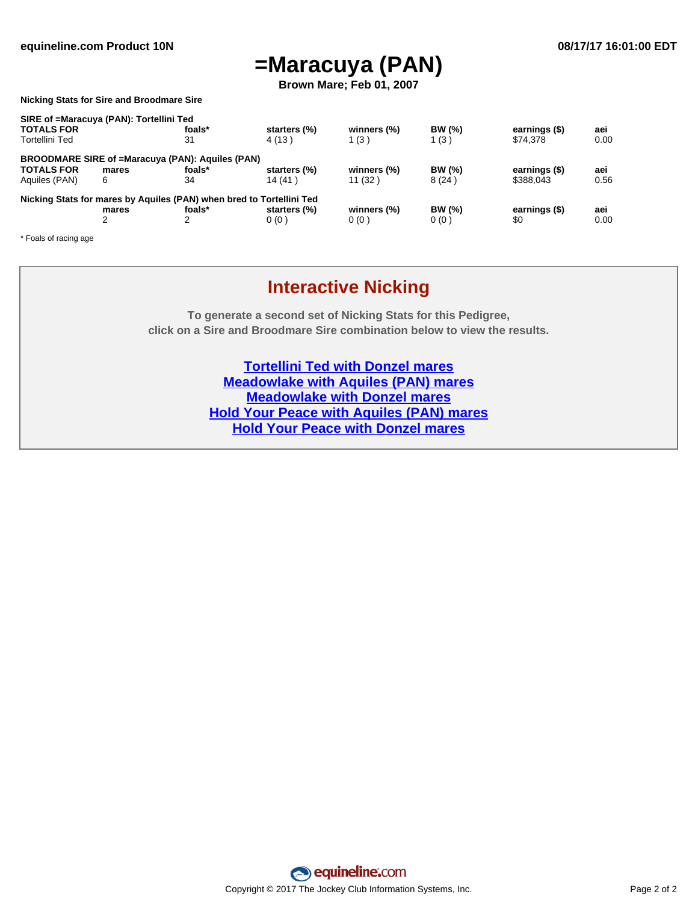# =Maracuya (PAN)

**Brown Mare; Feb 01, 2007**

**Nicking Stats for Sire and Broodmare Sire**

**SIRE of =Maracuya (PAN): Tortellini Ted**

| TOTALS FOR | | foals* | starters (%) | winners (%) | BW (%) | earnings ($) | aei |
|---|---|---|---|---|---|---|---|
| Tortellini Ted | | 31 | 4 (13 ) | 1 (3 ) | 1 (3 ) | $74,378 | 0.00 |

**BROODMARE SIRE of =Maracuya (PAN): Aquiles (PAN)**

| TOTALS FOR | mares | foals* | starters (%) | winners (%) | BW (%) | earnings ($) | aei |
|---|---|---|---|---|---|---|---|
| Aquiles (PAN) | 6 | 34 | 14 (41 ) | 11 (32 ) | 8 (24 ) | $388,043 | 0.56 |

**Nicking Stats for mares by Aquiles (PAN) when bred to Tortellini Ted**

| | mares | foals* | starters (%) | winners (%) | BW (%) | earnings ($) | aei |
|---|---|---|---|---|---|---|---|
| | 2 | 2 | 0 (0 ) | 0 (0 ) | 0 (0 ) | $0 | 0.00 |

* Foals of racing age

## Interactive Nicking

**To generate a second set of Nicking Stats for this Pedigree, click on a Sire and Broodmare Sire combination below to view the results.**

**Tortellini Ted with Donzel mares**
**Meadowlake with Aquiles (PAN) mares**
**Meadowlake with Donzel mares**
**Hold Your Peace with Aquiles (PAN) mares**
**Hold Your Peace with Donzel mares**

Copyright © 2017 The Jockey Club Information Systems, Inc.